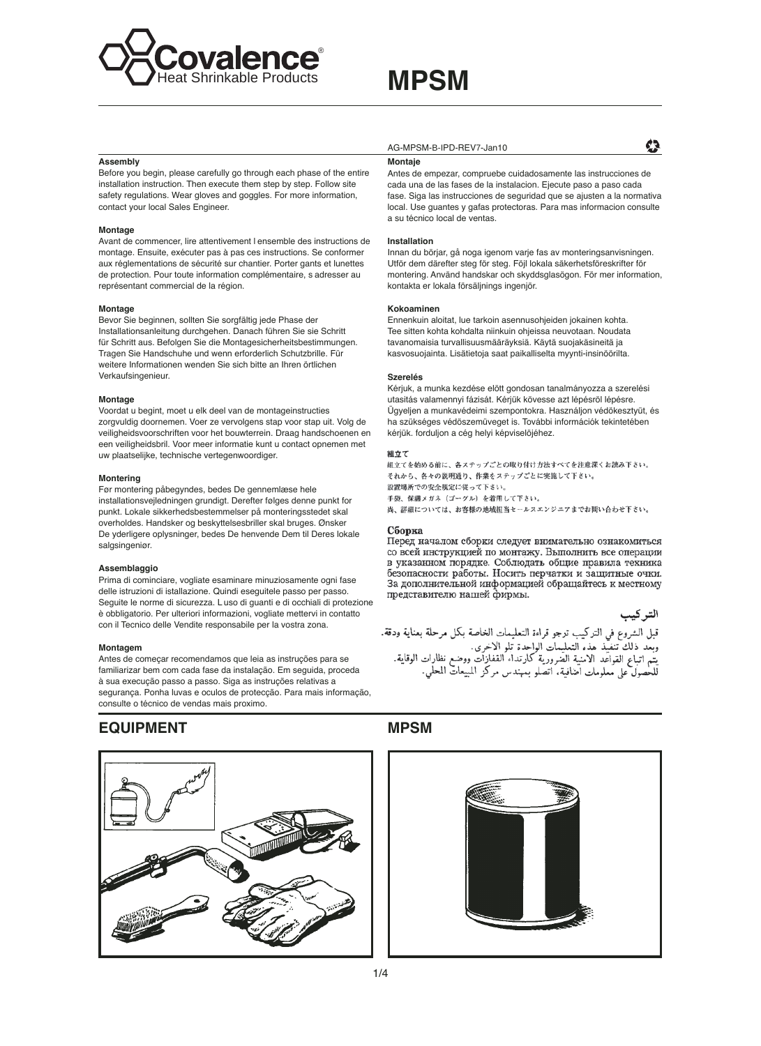# MPSM

Covalence® Heat Shrinkable Products

AG-MPSM-B-IPD-REV7-Jan10

### Assembly

Before you begin, please carefully go through each phase of the entire installation instruction. Then execute them step by step. Follow site safety regulations. Wear gloves and goggles. For more information, contact your local Sales Engineer.

### Montage

Avant de commencer, lire attentivement l ensemble des instructions de montage. Ensuite, exécuter pas à pas ces instructions. Se conformer aux réglementations de sécurité sur chantier. Porter gants et lunettes de protection. Pour toute information complémentaire, s adresser au représentant commercial de la région.

### Montage

Bevor Sie beginnen, sollten Sie sorgfältig jede Phase der Installationsanleitung durchgehen. Danach führen Sie sie Schritt für Schritt aus. Befolgen Sie die Montagesicherheitsbestimmungen. Tragen Sie Handschuhe und wenn erforderlich Schutzbrille. Für weitere Informationen wenden Sie sich bitte an Ihren örtlichen Verkaufsingenieur.

### Montage

Voordat u begint, moet u elk deel van de montageinstructies zorgvuldig doornemen. Voer ze vervolgens stap voor stap uit. Volg de veiligheidsvoorschriften voor het bouwterrein. Draag handschoenen en een veiligheidsbril. Voor meer informatie kunt u contact opnemen met uw plaatselijke, technische vertegenwoordiger.

### Montering

Før montering påbegyndes, bedes De gennemlæse hele installationsvejledningen grundigt. Derefter følges denne punkt for punkt. Lokale sikkerhedsbestemmelser på monteringsstedet skal overholdes. Handsker og beskyttelsesbriller skal bruges. Ønsker De yderligere oplysninger, bedes De henvende Dem til Deres lokale salgsingeniør.

### Assemblaggio

Prima di cominciare, vogliate esaminare minuziosamente ogni fase delle istruzioni di istallazione. Quindi eseguitele passo per passo. Seguite le norme di sicurezza. L uso di guanti e di occhiali di protezione è obbligatorio. Per ulteriori informazioni, vogliate mettervi in contatto con il Tecnico delle Vendite responsabile per la vostra zona.

### Montagem

Antes de começar recomendamos que leia as instruções para se familiarizar bem com cada fase da instalação. Em seguida, proceda à sua execução passo a passo. Siga as instruções relativas a segurança. Ponha luvas e oculos de protecção. Para mais informação, consulte o técnico de vendas mais proximo.

### Montaje

Antes de empezar, compruebe cuidadosamente las instrucciones de cada una de las fases de la instalacion. Ejecute paso a paso cada fase. Siga las instrucciones de seguridad que se ajusten a la normativa local. Use guantes y gafas protectoras. Para mas informacion consulte a su técnico local de ventas.

### Installation

Innan du börjar, gå noga igenom varje fas av monteringsanvisningen. Utför dem därefter steg för steg. Följ lokala säkerhetsföreskrifter för montering. Använd handskar och skyddsglasögon. För mer information, kontakta er lokala försäljnings ingenjör.

### Kokoaminen

Ennenkuin aloitat, lue tarkoin asennusohjeiden jokainen kohta. Tee sitten kohta kohdalta niinkuin ohjeissa neuvotaan. Noudata tavanomaisia turvallisuusmääräyksiä. Käytä suojakäsineitä ja kasvosuojainta. Lisätietoja saat paikalliselta myynti-insinööriltä.

### Szerelés

Kérjuk, a munka kezdése elött gondosan tanalmányozza a szerelési utasitás valamennyi fázisát. Kérjük kövesse azt lépésröl lépésre. Ügyeljen a munkavédeimi szempontokra. Használjon védökesztyüt, és ha szükséges védöszemüveget is. További információk tekintetében kérjük. forduljon a cég helyi képviselöjéhez.

### 組立て

組立てを始める前に、各ステップごとの取り付け方法すべてを注意深くお読み下さい。
それから、各々の説明通り、作業をステップごとに実施して下さい。
設置場所での安全規定に従って下さい。
手袋、保護メガネ（ゴーグル）を着用して下さい。
尚、詳細については、お客様の地域担当セールスエンジニアまでお問い合わせ下さい。

### Сборка

Перед началом сборки следует внимательно ознакомиться со всей инструкцией по монтажу. Выполнить все операции в указанном порядке. Соблюдать общие правила техника безопасности работы. Носить перчатки и защитные очки. За дополнительной информацией обращайтесь к местному представителю нашей фирмы.

### التركيب

قبل الشروع في التركيب ترجو قراءة التعليمات الخاصة بكل مرحلة بعناية ودقة.
وبعد ذلك تنفيذ هذه التعليمات الواحدة تلو الاخرى.
يتم اتباع القواعد الامنية الضرورية كارتداء القفازات ووضع نظارات الوقاية.
للحصول على معلومات اضافية، اتصلو بمهندس مركز المبيعات المحلي.

## EQUIPMENT

## MPSM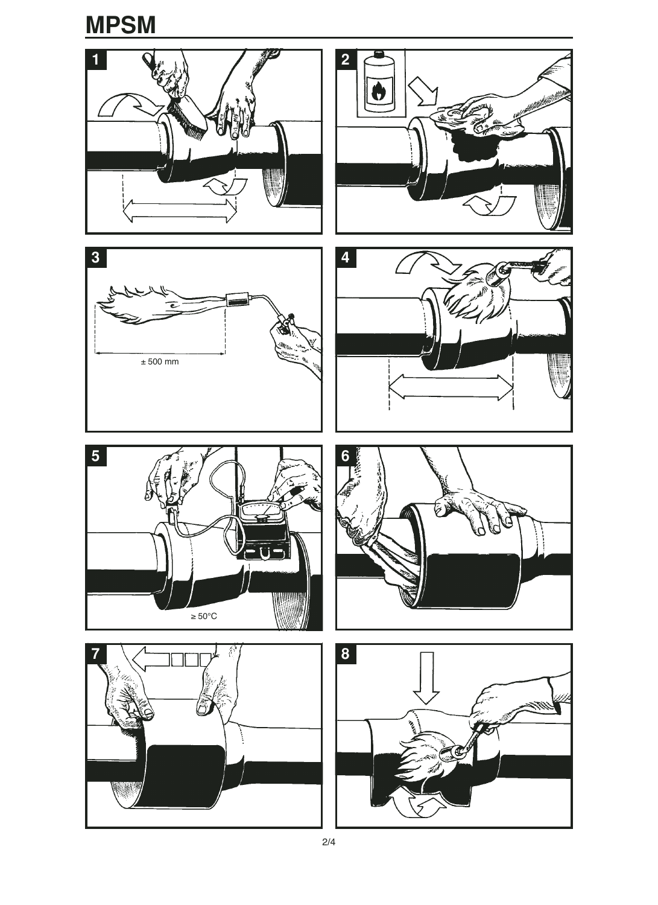# MPSM

1

2

3

± 500 mm

4

5

≥ 50°C

6

7

8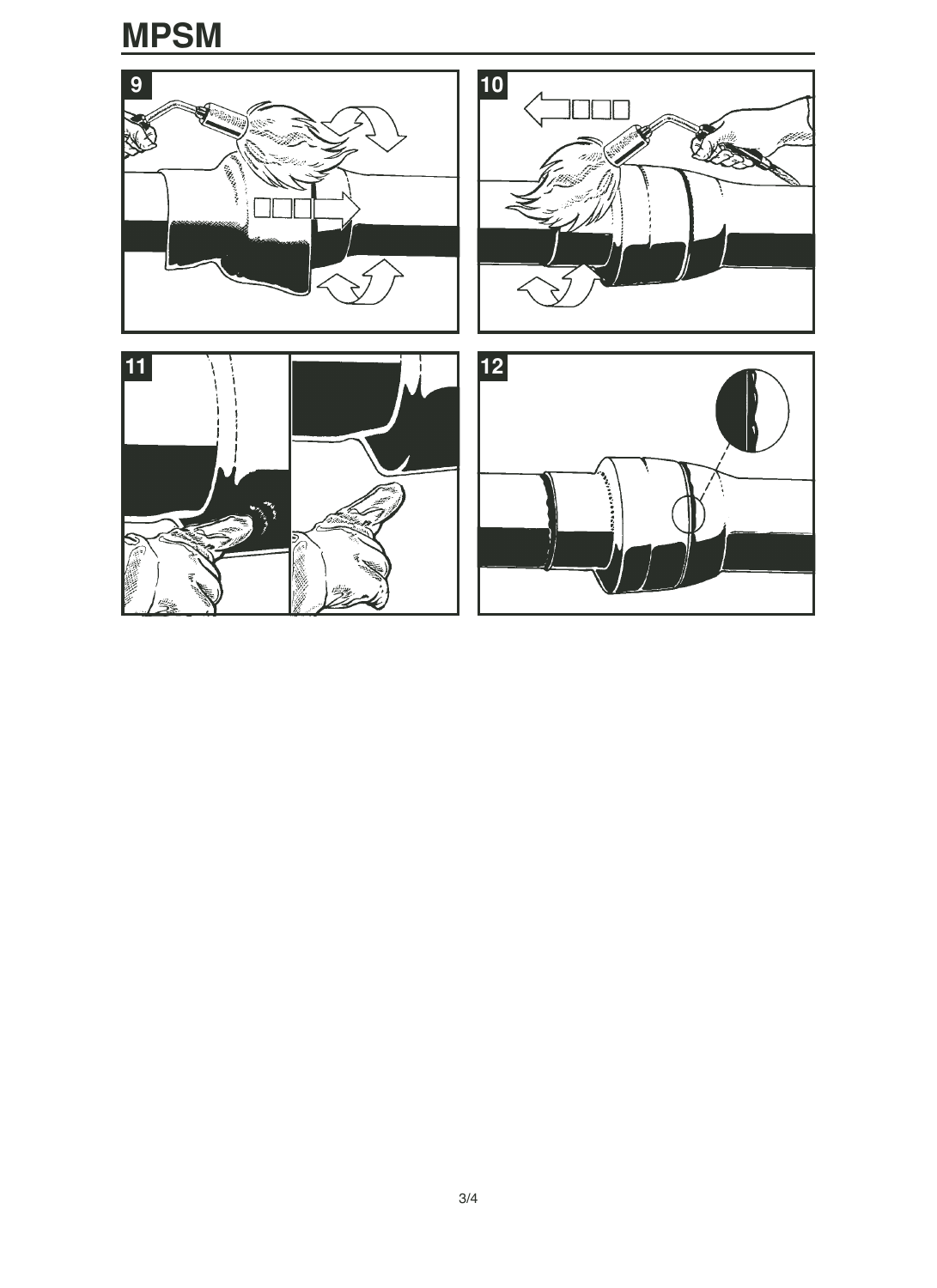# MPSM

9

10

11

12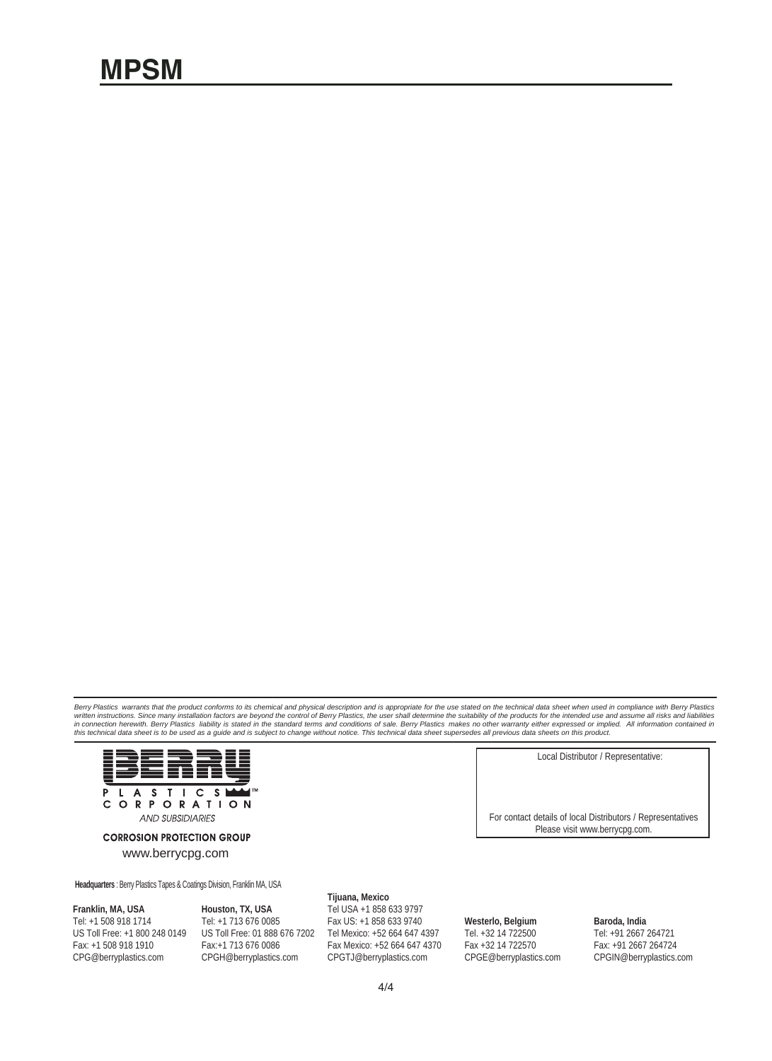# MPSM

*Berry Plastics warrants that the product conforms to its chemical and physical description and is appropriate for the use stated on the technical data sheet when used in compliance with Berry Plastics written instructions. Since many installation factors are beyond the control of Berry Plastics, the user shall determine the suitability of the products for the intended use and assume all risks and liabilities in connection herewith. Berry Plastics liability is stated in the standard terms and conditions of sale. Berry Plastics makes no other warranty either expressed or implied. All information contained in this technical data sheet is to be used as a guide and is subject to change without notice. This technical data sheet supersedes all previous data sheets on this product.*

BERRY PLASTICS CORPORATION™
*AND SUBSIDIARIES*

**CORROSION PROTECTION GROUP**

www.berrycpg.com

Local Distributor / Representative:

For contact details of local Distributors / Representatives
Please visit www.berrycpg.com.

**Headquarters** : Berry Plastics Tapes & Coatings Division, Franklin MA, USA

**Franklin, MA, USA**
Tel: +1 508 918 1714
US Toll Free: +1 800 248 0149
Fax: +1 508 918 1910
CPG@berryplastics.com

**Houston, TX, USA**
Tel: +1 713 676 0085
US Toll Free: 01 888 676 7202
Fax:+1 713 676 0086
CPGH@berryplastics.com

**Tijuana, Mexico**
Tel USA +1 858 633 9797
Fax US: +1 858 633 9740
Tel Mexico: +52 664 647 4397
Fax Mexico: +52 664 647 4370
CPGTJ@berryplastics.com

**Westerlo, Belgium**
Tel. +32 14 722500
Fax +32 14 722570
CPGE@berryplastics.com

**Baroda, India**
Tel: +91 2667 264721
Fax: +91 2667 264724
CPGIN@berryplastics.com